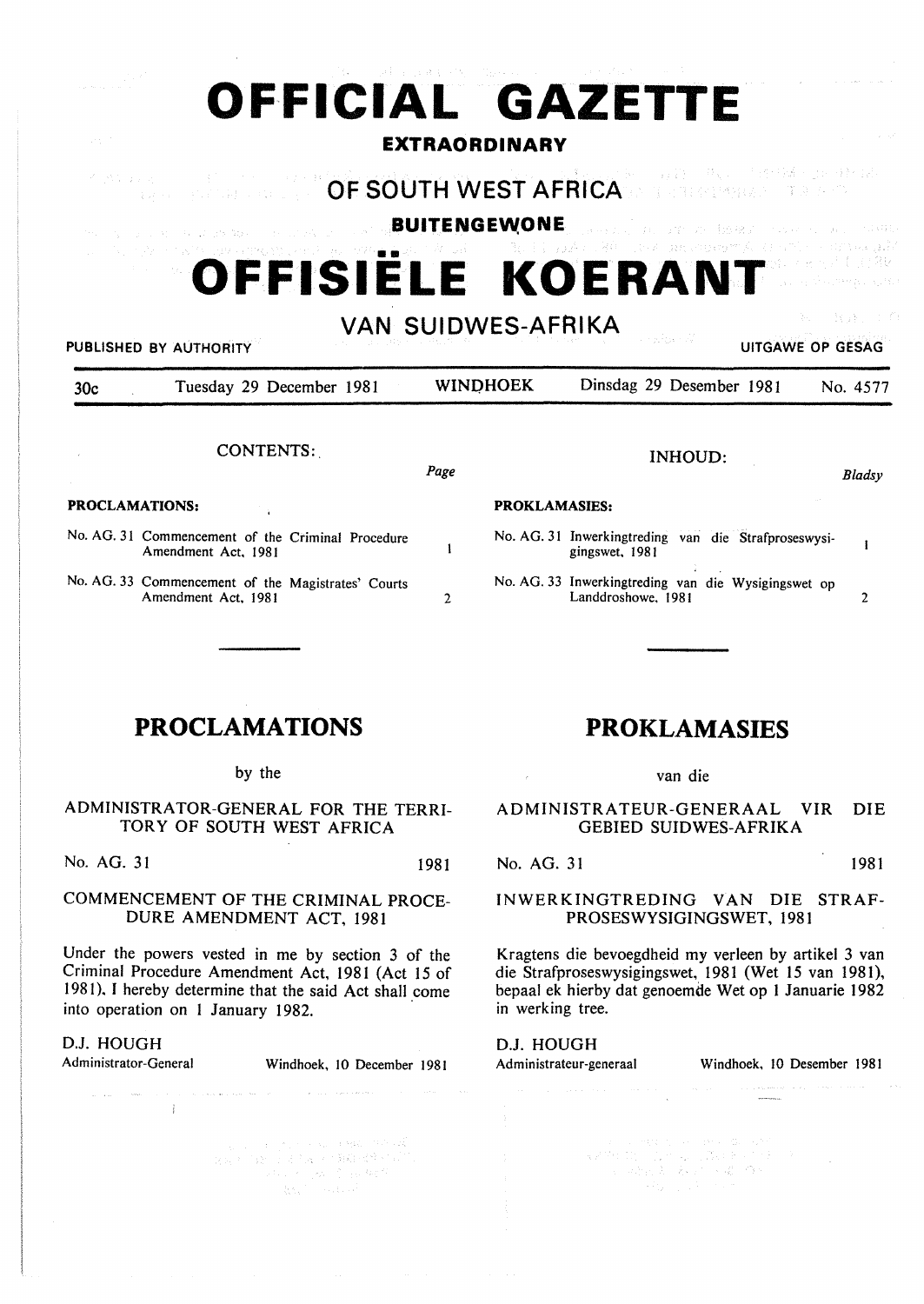# OFFICIAL GAZETTE

## EXTRAORDINARY

## OF SOUTH WEST AFRICA

## BUITENGEWONE

# OFFISIËLE KOERANT

## VAN SUIDWES-AFRIKA

PUBLISHED BY AUTHORITY — UITGAWE OP GESAG

| 30c | Tuesday 29 December 1981 | WINDHOEK | Dinsdag 29 Desember 1981 | No. 4577 |
|---|---|---|---|---|

CONTENTS:

| | | Page |
|---|---|---|
| **PROCLAMATIONS:** | | |
| No. AG. 31 | Commencement of the Criminal Procedure Amendment Act, 1981 | 1 |
| No. AG. 33 | Commencement of the Magistrates' Courts Amendment Act, 1981 | 2 |

## PROCLAMATIONS

by the

### ADMINISTRATOR-GENERAL FOR THE TERRITORY OF SOUTH WEST AFRICA

No. AG. 31 — 1981

### COMMENCEMENT OF THE CRIMINAL PROCEDURE AMENDMENT ACT, 1981

Under the powers vested in me by section 3 of the Criminal Procedure Amendment Act, 1981 (Act 15 of 1981), I hereby determine that the said Act shall come into operation on 1 January 1982.

D.J. HOUGH
Administrator-General — Windhoek, 10 December 1981

INHOUD:

| | | Bladsy |
|---|---|---|
| **PROKLAMASIES:** | | |
| No. AG. 31 | Inwerkingtreding van die Strafproseswysigingswet, 1981 | 1 |
| No. AG. 33 | Inwerkingtreding van die Wysigingswet op Landdroshowe, 1981 | 2 |

## PROKLAMASIES

van die

### ADMINISTRATEUR-GENERAAL VIR DIE GEBIED SUIDWES-AFRIKA

No. AG. 31 — 1981

### INWERKINGTREDING VAN DIE STRAFPROSESWYSIGINGSWET, 1981

Kragtens die bevoegdheid my verleen by artikel 3 van die Strafproseswysigingswet, 1981 (Wet 15 van 1981), bepaal ek hierby dat genoemde Wet op 1 Januarie 1982 in werking tree.

D.J. HOUGH
Administrateur-generaal — Windhoek, 10 Desember 1981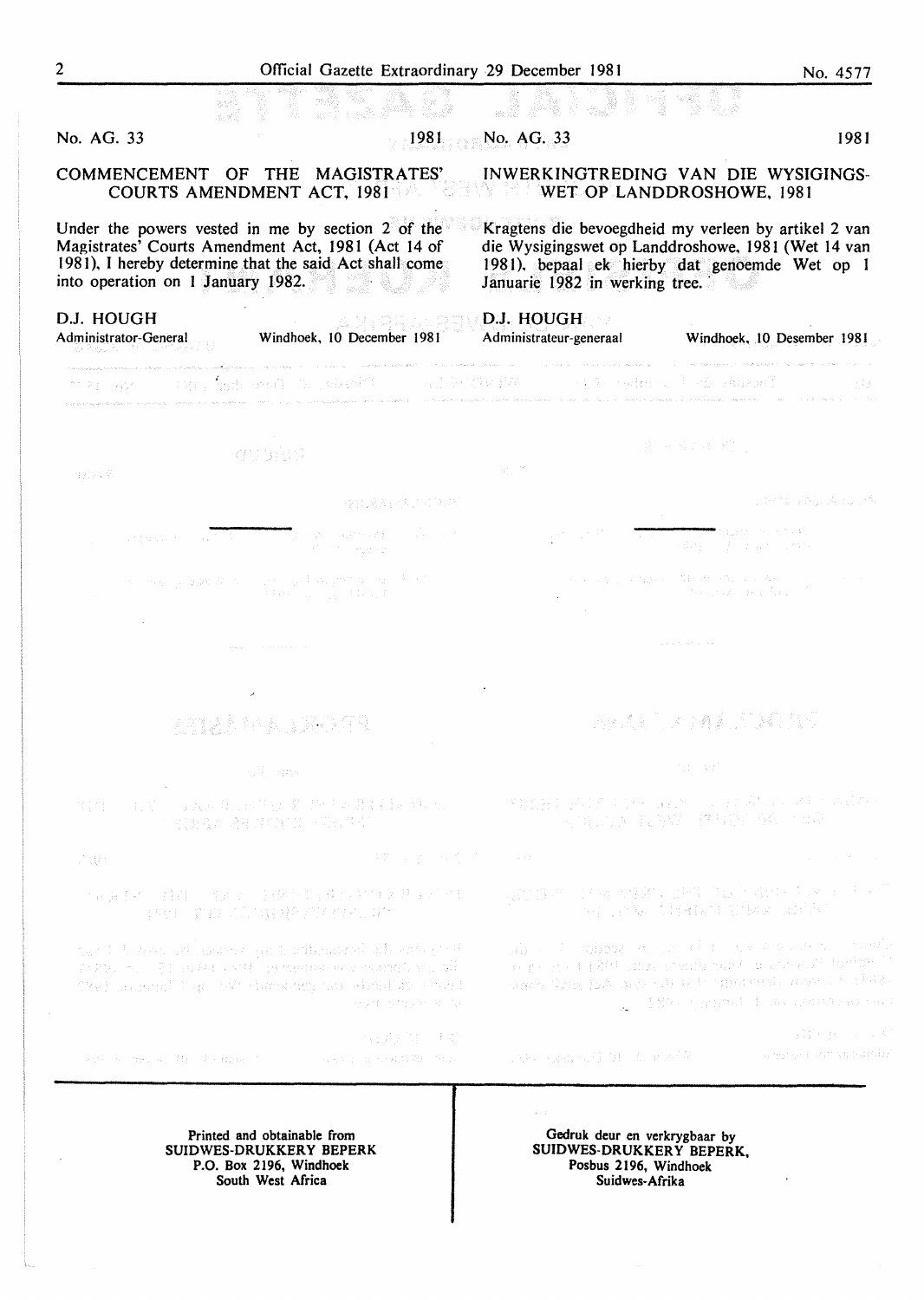No. AG. 33 1981

## COMMENCEMENT OF THE MAGISTRATES' COURTS AMENDMENT ACT, 1981

Under the powers vested in me by section 2 of the Magistrates' Courts Amendment Act, 1981 (Act 14 of 1981), I hereby determine that the said Act shall come into operation on 1 January 1982.

D.J. HOUGH
Administrator-General

Windhoek, 10 December 1981

No. AG. 33 1981

## INWERKINGTREDING VAN DIE WYSIGINGSWET OP LANDDROSHOWE, 1981

Kragtens die bevoegdheid my verleen by artikel 2 van die Wysigingswet op Landdroshowe, 1981 (Wet 14 van 1981), bepaal ek hierby dat genoemde Wet op 1 Januarie 1982 in werking tree.

D.J. HOUGH
Administrateur-generaal

Windhoek, 10 Desember 1981

---

Printed and obtainable from
SUIDWES-DRUKKERY BEPERK
P.O. Box 2196, Windhoek
South West Africa

Gedruk deur en verkrygbaar by
SUIDWES-DRUKKERY BEPERK,
Posbus 2196, Windhoek
Suidwes-Afrika